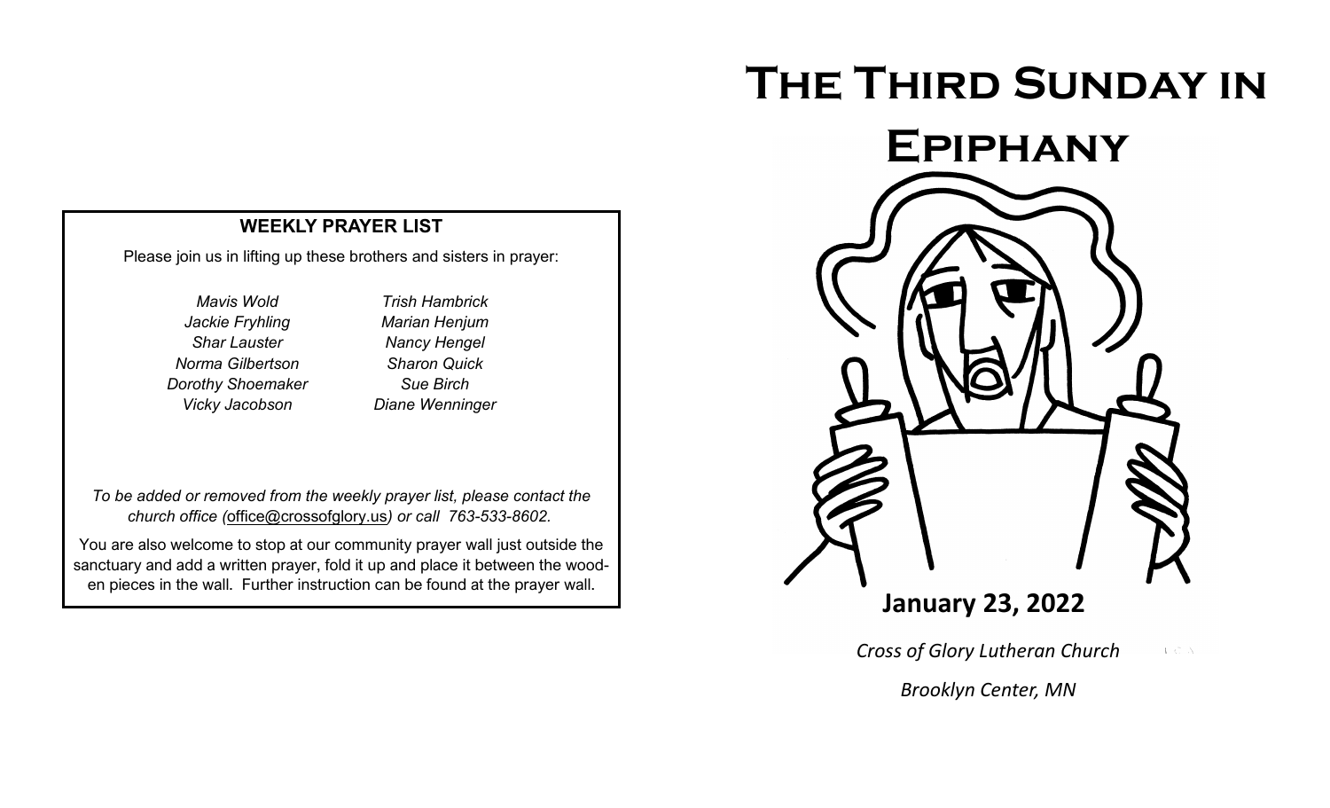## WEEKLY PRAYER LIST

Please join us in lifting up these brothers and sisters in prayer:

*Mavis Wold*
*Jackie Fryhling*
*Shar Lauster*
*Norma Gilbertson*
*Dorothy Shoemaker*
*Vicky Jacobson*
*Trish Hambrick*
*Marian Henjum*
*Nancy Hengel*
*Sharon Quick*
*Sue Birch*
*Diane Wenninger*

*To be added or removed from the weekly prayer list, please contact the church office (office@crossofglory.us) or call 763-533-8602.*

You are also welcome to stop at our community prayer wall just outside the sanctuary and add a written prayer, fold it up and place it between the wooden pieces in the wall. Further instruction can be found at the prayer wall.

# The Third Sunday in Epiphany

**January 23, 2022**

*Cross of Glory Lutheran Church*

*Brooklyn Center, MN*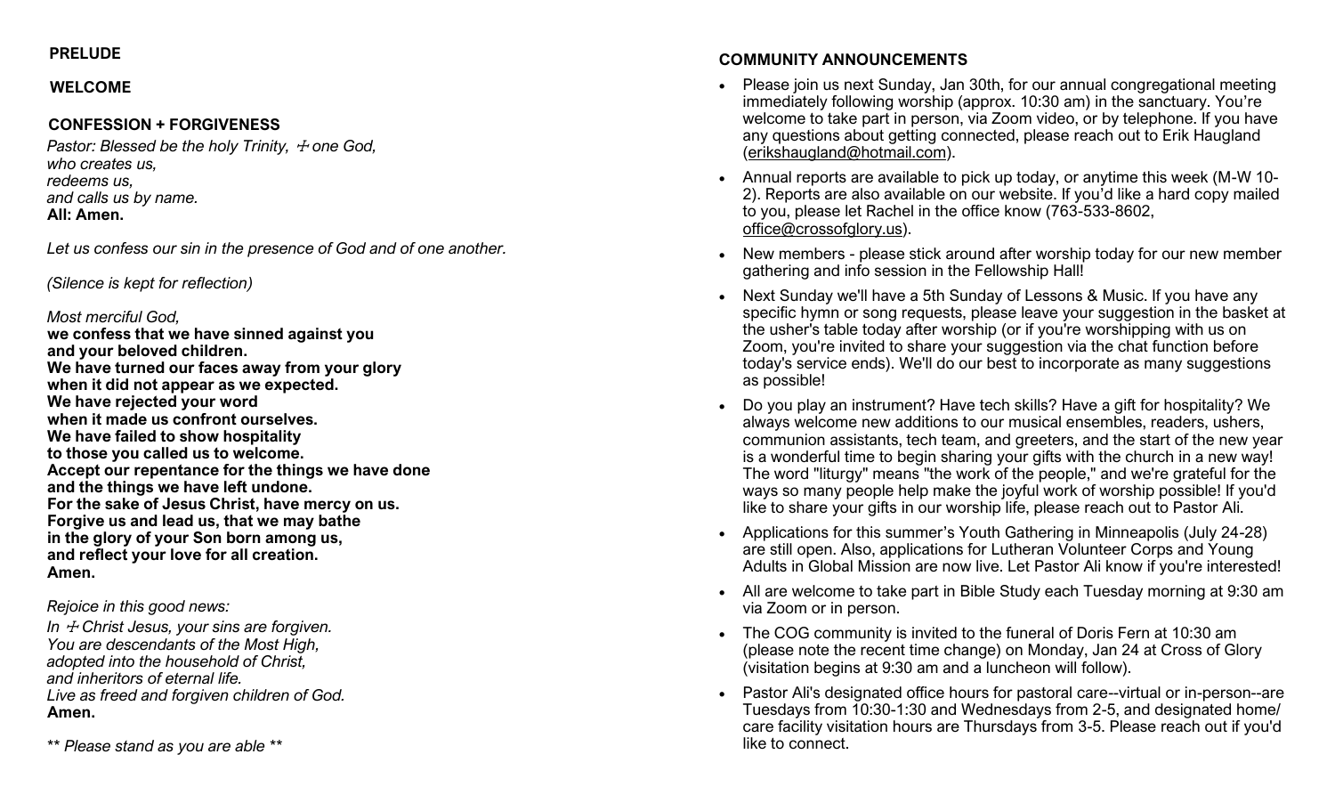## PRELUDE

## WELCOME

## CONFESSION + FORGIVENESS

*Pastor: Blessed be the holy Trinity, ☩ one God,*
*who creates us,*
*redeems us,*
*and calls us by name.*
**All: Amen.**

*Let us confess our sin in the presence of God and of one another.*

*(Silence is kept for reflection)*

*Most merciful God,*
**we confess that we have sinned against you**
**and your beloved children.**
**We have turned our faces away from your glory**
**when it did not appear as we expected.**
**We have rejected your word**
**when it made us confront ourselves.**
**We have failed to show hospitality**
**to those you called us to welcome.**
**Accept our repentance for the things we have done**
**and the things we have left undone.**
**For the sake of Jesus Christ, have mercy on us.**
**Forgive us and lead us, that we may bathe**
**in the glory of your Son born among us,**
**and reflect your love for all creation.**
**Amen.**

*Rejoice in this good news:*
*In ☩ Christ Jesus, your sins are forgiven.*
*You are descendants of the Most High,*
*adopted into the household of Christ,*
*and inheritors of eternal life.*
*Live as freed and forgiven children of God.*
**Amen.**

*\*\* Please stand as you are able \*\**

## COMMUNITY ANNOUNCEMENTS

- Please join us next Sunday, Jan 30th, for our annual congregational meeting immediately following worship (approx. 10:30 am) in the sanctuary. You're welcome to take part in person, via Zoom video, or by telephone. If you have any questions about getting connected, please reach out to Erik Haugland (erikshaugland@hotmail.com).
- Annual reports are available to pick up today, or anytime this week (M-W 10-2). Reports are also available on our website. If you'd like a hard copy mailed to you, please let Rachel in the office know (763-533-8602, office@crossofglory.us).
- New members - please stick around after worship today for our new member gathering and info session in the Fellowship Hall!
- Next Sunday we'll have a 5th Sunday of Lessons & Music. If you have any specific hymn or song requests, please leave your suggestion in the basket at the usher's table today after worship (or if you're worshipping with us on Zoom, you're invited to share your suggestion via the chat function before today's service ends). We'll do our best to incorporate as many suggestions as possible!
- Do you play an instrument? Have tech skills? Have a gift for hospitality? We always welcome new additions to our musical ensembles, readers, ushers, communion assistants, tech team, and greeters, and the start of the new year is a wonderful time to begin sharing your gifts with the church in a new way! The word "liturgy" means "the work of the people," and we're grateful for the ways so many people help make the joyful work of worship possible! If you'd like to share your gifts in our worship life, please reach out to Pastor Ali.
- Applications for this summer's Youth Gathering in Minneapolis (July 24-28) are still open. Also, applications for Lutheran Volunteer Corps and Young Adults in Global Mission are now live. Let Pastor Ali know if you're interested!
- All are welcome to take part in Bible Study each Tuesday morning at 9:30 am via Zoom or in person.
- The COG community is invited to the funeral of Doris Fern at 10:30 am (please note the recent time change) on Monday, Jan 24 at Cross of Glory (visitation begins at 9:30 am and a luncheon will follow).
- Pastor Ali's designated office hours for pastoral care--virtual or in-person--are Tuesdays from 10:30-1:30 and Wednesdays from 2-5, and designated home/care facility visitation hours are Thursdays from 3-5. Please reach out if you'd like to connect.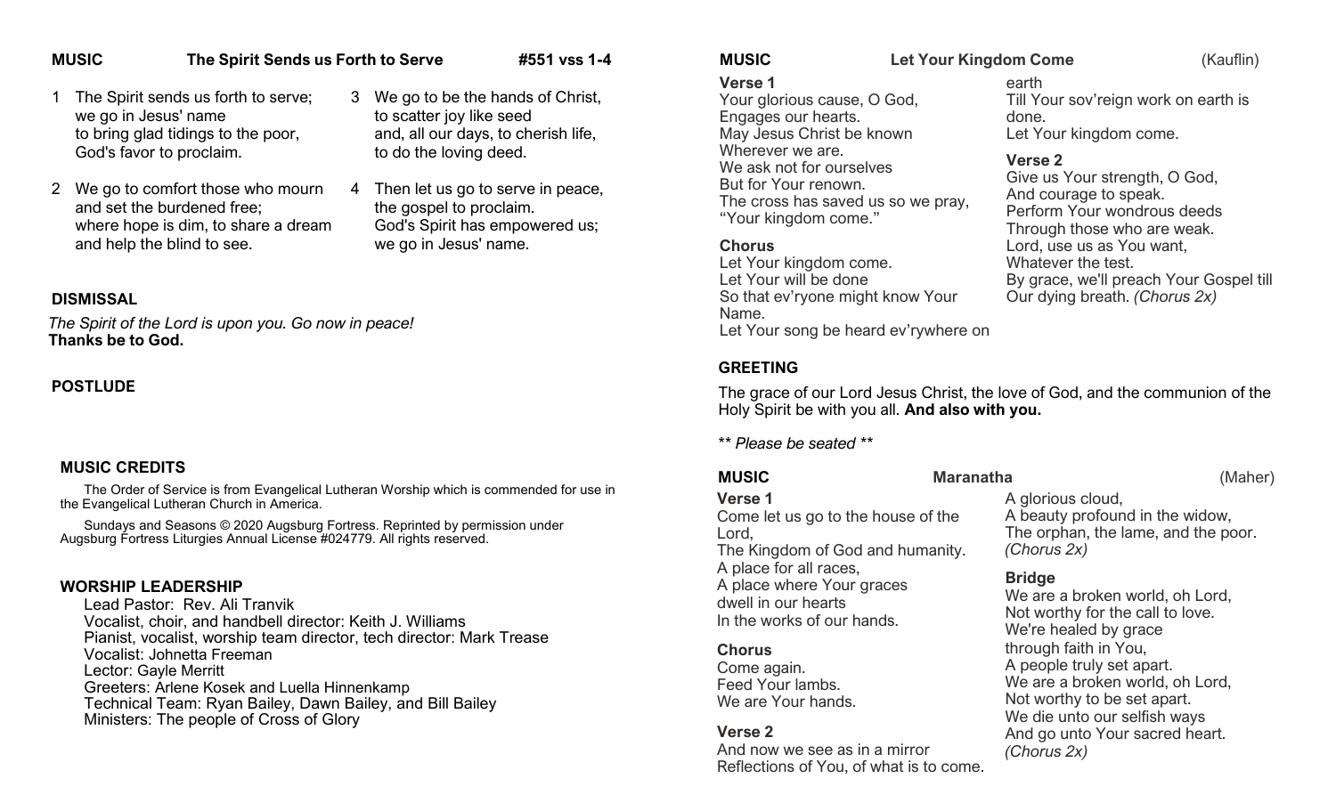**MUSIC** **The Spirit Sends us Forth to Serve** **#551 vss 1-4**

1. The Spirit sends us forth to serve;
we go in Jesus' name
to bring glad tidings to the poor,
God's favor to proclaim.

2. We go to comfort those who mourn
and set the burdened free;
where hope is dim, to share a dream
and help the blind to see.

3. We go to be the hands of Christ,
to scatter joy like seed
and, all our days, to cherish life,
to do the loving deed.

4. Then let us go to serve in peace,
the gospel to proclaim.
God's Spirit has empowered us;
we go in Jesus' name.

**DISMISSAL**

*The Spirit of the Lord is upon you. Go now in peace!*
**Thanks be to God.**

**POSTLUDE**

**MUSIC CREDITS**

The Order of Service is from Evangelical Lutheran Worship which is commended for use in the Evangelical Lutheran Church in America.

Sundays and Seasons © 2020 Augsburg Fortress. Reprinted by permission under Augsburg Fortress Liturgies Annual License #024779. All rights reserved.

**WORSHIP LEADERSHIP**

Lead Pastor: Rev. Ali Tranvik
Vocalist, choir, and handbell director: Keith J. Williams
Pianist, vocalist, worship team director, tech director: Mark Trease
Vocalist: Johnetta Freeman
Lector: Gayle Merritt
Greeters: Arlene Kosek and Luella Hinnenkamp
Technical Team: Ryan Bailey, Dawn Bailey, and Bill Bailey
Ministers: The people of Cross of Glory

**MUSIC** **Let Your Kingdom Come** (Kauflin)

**Verse 1**
Your glorious cause, O God,
Engages our hearts.
May Jesus Christ be known
Wherever we are.
We ask not for ourselves
But for Your renown.
The cross has saved us so we pray,
"Your kingdom come."

**Chorus**
Let Your kingdom come.
Let Your will be done
So that ev'ryone might know Your Name.
Let Your song be heard ev'rywhere on earth
Till Your sov'reign work on earth is done.
Let Your kingdom come.

**Verse 2**
Give us Your strength, O God,
And courage to speak.
Perform Your wondrous deeds
Through those who are weak.
Lord, use us as You want,
Whatever the test.
By grace, we'll preach Your Gospel till
Our dying breath. *(Chorus 2x)*

**GREETING**

The grace of our Lord Jesus Christ, the love of God, and the communion of the Holy Spirit be with you all. **And also with you.**

*\*\* Please be seated \*\**

**MUSIC** **Maranatha** (Maher)

**Verse 1**
Come let us go to the house of the Lord,
The Kingdom of God and humanity.
A place for all races,
A place where Your graces
dwell in our hearts
In the works of our hands.

**Chorus**
Come again.
Feed Your lambs.
We are Your hands.

**Verse 2**
And now we see as in a mirror
Reflections of You, of what is to come.
A glorious cloud,
A beauty profound in the widow,
The orphan, the lame, and the poor.
*(Chorus 2x)*

**Bridge**
We are a broken world, oh Lord,
Not worthy for the call to love.
We're healed by grace
through faith in You,
A people truly set apart.
We are a broken world, oh Lord,
Not worthy to be set apart.
We die unto our selfish ways
And go unto Your sacred heart.
*(Chorus 2x)*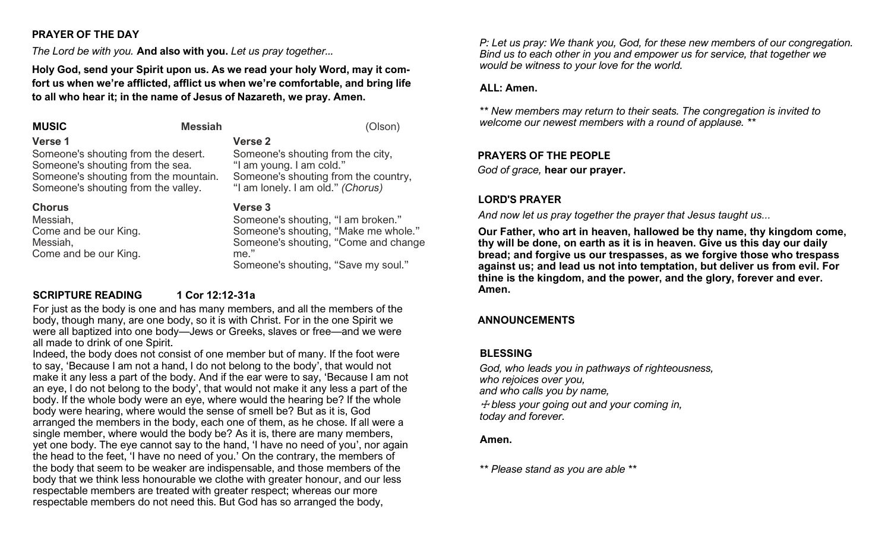## PRAYER OF THE DAY

*The Lord be with you.* **And also with you.** *Let us pray together...*

**Holy God, send your Spirit upon us. As we read your holy Word, may it comfort us when we're afflicted, afflict us when we're comfortable, and bring life to all who hear it; in the name of Jesus of Nazareth, we pray. Amen.**

## MUSIC **Messiah** (Olson)

**Verse 1**

Someone's shouting from the desert.
Someone's shouting from the sea.
Someone's shouting from the mountain.
Someone's shouting from the valley.

**Chorus**

Messiah,
Come and be our King.
Messiah,
Come and be our King.

**Verse 2**

Someone's shouting from the city,
"I am young. I am cold."
Someone's shouting from the country,
"I am lonely. I am old." *(Chorus)*

**Verse 3**

Someone's shouting, "I am broken."
Someone's shouting, "Make me whole."
Someone's shouting, "Come and change me."
Someone's shouting, "Save my soul."

## SCRIPTURE READING **1 Cor 12:12-31a**

For just as the body is one and has many members, and all the members of the body, though many, are one body, so it is with Christ. For in the one Spirit we were all baptized into one body—Jews or Greeks, slaves or free—and we were all made to drink of one Spirit.

Indeed, the body does not consist of one member but of many. If the foot were to say, 'Because I am not a hand, I do not belong to the body', that would not make it any less a part of the body. And if the ear were to say, 'Because I am not an eye, I do not belong to the body', that would not make it any less a part of the body. If the whole body were an eye, where would the hearing be? If the whole body were hearing, where would the sense of smell be? But as it is, God arranged the members in the body, each one of them, as he chose. If all were a single member, where would the body be? As it is, there are many members, yet one body. The eye cannot say to the hand, 'I have no need of you', nor again the head to the feet, 'I have no need of you.' On the contrary, the members of the body that seem to be weaker are indispensable, and those members of the body that we think less honourable we clothe with greater honour, and our less respectable members are treated with greater respect; whereas our more respectable members do not need this. But God has so arranged the body,

*P: Let us pray: We thank you, God, for these new members of our congregation. Bind us to each other in you and empower us for service, that together we would be witness to your love for the world.*

**ALL: Amen.**

*** New members may return to their seats. The congregation is invited to welcome our newest members with a round of applause. ***

## PRAYERS OF THE PEOPLE

*God of grace,* **hear our prayer.**

## LORD'S PRAYER

*And now let us pray together the prayer that Jesus taught us...*

**Our Father, who art in heaven, hallowed be thy name, thy kingdom come, thy will be done, on earth as it is in heaven. Give us this day our daily bread; and forgive us our trespasses, as we forgive those who trespass against us; and lead us not into temptation, but deliver us from evil. For thine is the kingdom, and the power, and the glory, forever and ever. Amen.**

## ANNOUNCEMENTS

## BLESSING

*God, who leads you in pathways of righteousness,*
*who rejoices over you,*
*and who calls you by name,*
*☩ bless your going out and your coming in,*
*today and forever.*

**Amen.**

*** Please stand as you are able ***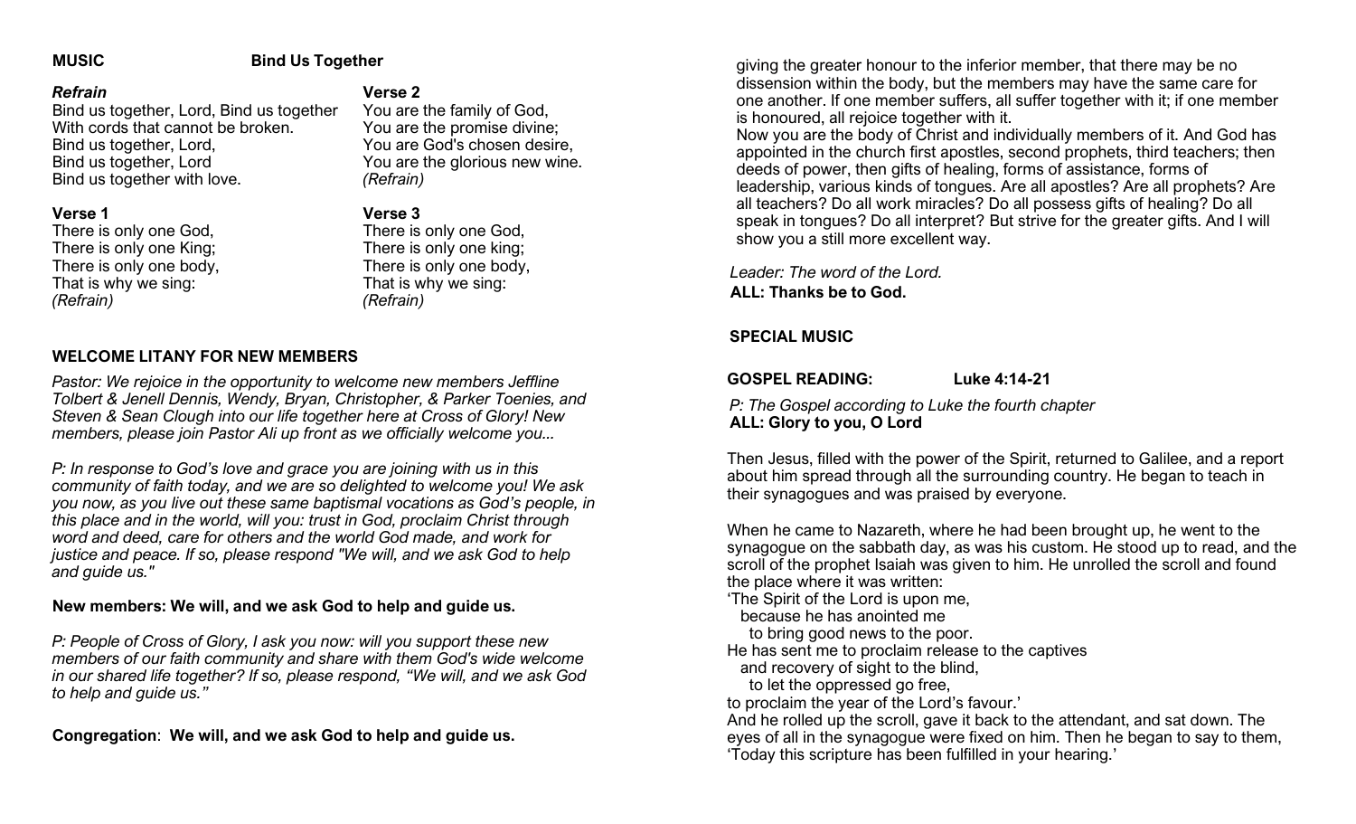**MUSIC** **Bind Us Together**

***Refrain***
Bind us together, Lord, Bind us together
With cords that cannot be broken.
Bind us together, Lord,
Bind us together, Lord
Bind us together with love.

**Verse 1**
There is only one God,
There is only one King;
There is only one body,
That is why we sing:
*(Refrain)*

**Verse 2**
You are the family of God,
You are the promise divine;
You are God's chosen desire,
You are the glorious new wine.
*(Refrain)*

**Verse 3**
There is only one God,
There is only one king;
There is only one body,
That is why we sing:
*(Refrain)*

**WELCOME LITANY FOR NEW MEMBERS**

*Pastor: We rejoice in the opportunity to welcome new members Jeffline Tolbert & Jenell Dennis, Wendy, Bryan, Christopher, & Parker Toenies, and Steven & Sean Clough into our life together here at Cross of Glory! New members, please join Pastor Ali up front as we officially welcome you...*

*P: In response to God's love and grace you are joining with us in this community of faith today, and we are so delighted to welcome you! We ask you now, as you live out these same baptismal vocations as God's people, in this place and in the world, will you: trust in God, proclaim Christ through word and deed, care for others and the world God made, and work for justice and peace. If so, please respond "We will, and we ask God to help and guide us."*

**New members: We will, and we ask God to help and guide us.**

*P: People of Cross of Glory, I ask you now: will you support these new members of our faith community and share with them God's wide welcome in our shared life together? If so, please respond, "We will, and we ask God to help and guide us."*

**Congregation**: **We will, and we ask God to help and guide us.**

giving the greater honour to the inferior member, that there may be no dissension within the body, but the members may have the same care for one another. If one member suffers, all suffer together with it; if one member is honoured, all rejoice together with it.
Now you are the body of Christ and individually members of it. And God has appointed in the church first apostles, second prophets, third teachers; then deeds of power, then gifts of healing, forms of assistance, forms of leadership, various kinds of tongues. Are all apostles? Are all prophets? Are all teachers? Do all work miracles? Do all possess gifts of healing? Do all speak in tongues? Do all interpret? But strive for the greater gifts. And I will show you a still more excellent way.

*Leader: The word of the Lord.*
**ALL: Thanks be to God.**

**SPECIAL MUSIC**

**GOSPEL READING:** **Luke 4:14-21**

*P: The Gospel according to Luke the fourth chapter*
**ALL: Glory to you, O Lord**

Then Jesus, filled with the power of the Spirit, returned to Galilee, and a report about him spread through all the surrounding country. He began to teach in their synagogues and was praised by everyone.

When he came to Nazareth, where he had been brought up, he went to the synagogue on the sabbath day, as was his custom. He stood up to read, and the scroll of the prophet Isaiah was given to him. He unrolled the scroll and found the place where it was written:
'The Spirit of the Lord is upon me,
  because he has anointed me
    to bring good news to the poor.
He has sent me to proclaim release to the captives
  and recovery of sight to the blind,
    to let the oppressed go free,
to proclaim the year of the Lord's favour.'
And he rolled up the scroll, gave it back to the attendant, and sat down. The eyes of all in the synagogue were fixed on him. Then he began to say to them, 'Today this scripture has been fulfilled in your hearing.'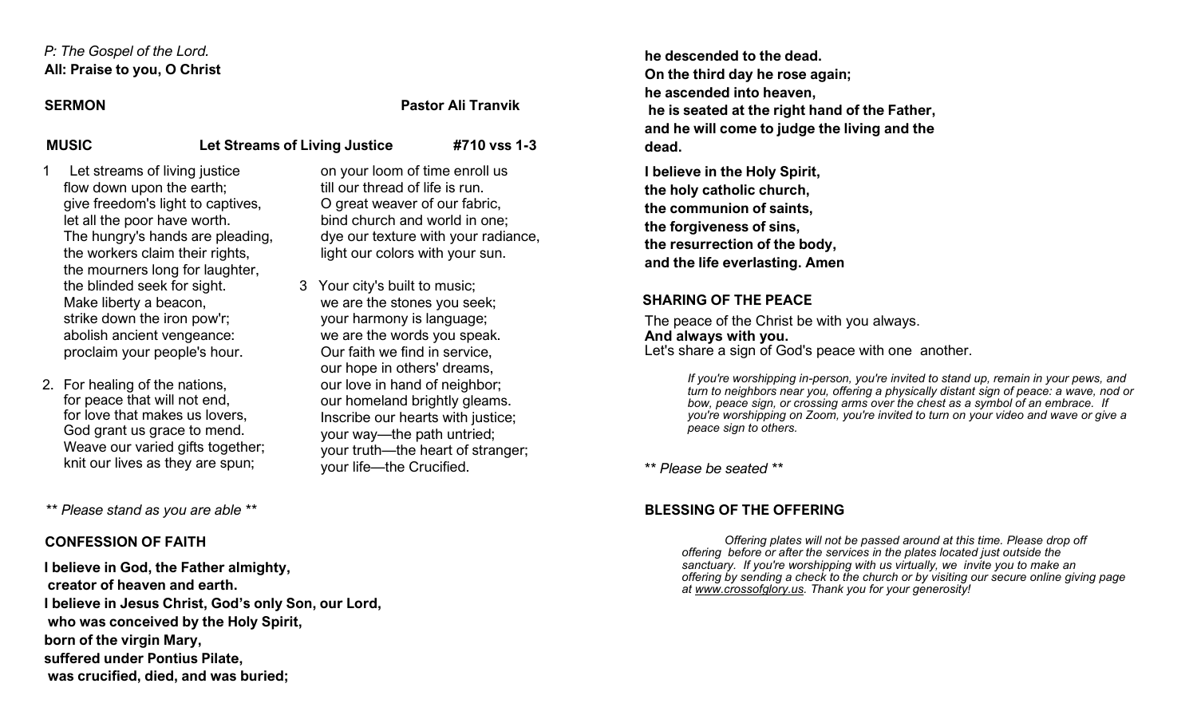*P: The Gospel of the Lord.*
**All: Praise to you, O Christ**

**SERMON** **Pastor Ali Tranvik**

**MUSIC** **Let Streams of Living Justice** **#710 vss 1-3**

1 Let streams of living justice
flow down upon the earth;
give freedom's light to captives,
let all the poor have worth.
The hungry's hands are pleading,
the workers claim their rights,
the mourners long for laughter,
the blinded seek for sight.
Make liberty a beacon,
strike down the iron pow'r;
abolish ancient vengeance:
proclaim your people's hour.

2. For healing of the nations,
for peace that will not end,
for love that makes us lovers,
God grant us grace to mend.
Weave our varied gifts together;
knit our lives as they are spun;
on your loom of time enroll us
till our thread of life is run.
O great weaver of our fabric,
bind church and world in one;
dye our texture with your radiance,
light our colors with your sun.

3 Your city's built to music;
we are the stones you seek;
your harmony is language;
we are the words you speak.
Our faith we find in service,
our hope in others' dreams,
our love in hand of neighbor;
our homeland brightly gleams.
Inscribe our hearts with justice;
your way—the path untried;
your truth—the heart of stranger;
your life—the Crucified.

*\*\* Please stand as you are able \*\**

**CONFESSION OF FAITH**

**I believe in God, the Father almighty,**
**creator of heaven and earth.**
**I believe in Jesus Christ, God's only Son, our Lord,**
**who was conceived by the Holy Spirit,**
**born of the virgin Mary,**
**suffered under Pontius Pilate,**
**was crucified, died, and was buried;**
**he descended to the dead.**
**On the third day he rose again;**
**he ascended into heaven,**
**he is seated at the right hand of the Father,**
**and he will come to judge the living and the dead.**

**I believe in the Holy Spirit,**
**the holy catholic church,**
**the communion of saints,**
**the forgiveness of sins,**
**the resurrection of the body,**
**and the life everlasting. Amen**

**SHARING OF THE PEACE**

The peace of the Christ be with you always.
**And always with you.**
Let's share a sign of God's peace with one another.

*If you're worshipping in-person, you're invited to stand up, remain in your pews, and turn to neighbors near you, offering a physically distant sign of peace: a wave, nod or bow, peace sign, or crossing arms over the chest as a symbol of an embrace. If you're worshipping on Zoom, you're invited to turn on your video and wave or give a peace sign to others.*

*\*\* Please be seated \*\**

**BLESSING OF THE OFFERING**

*Offering plates will not be passed around at this time. Please drop off offering before or after the services in the plates located just outside the sanctuary. If you're worshipping with us virtually, we invite you to make an offering by sending a check to the church or by visiting our secure online giving page at www.crossofglory.us. Thank you for your generosity!*